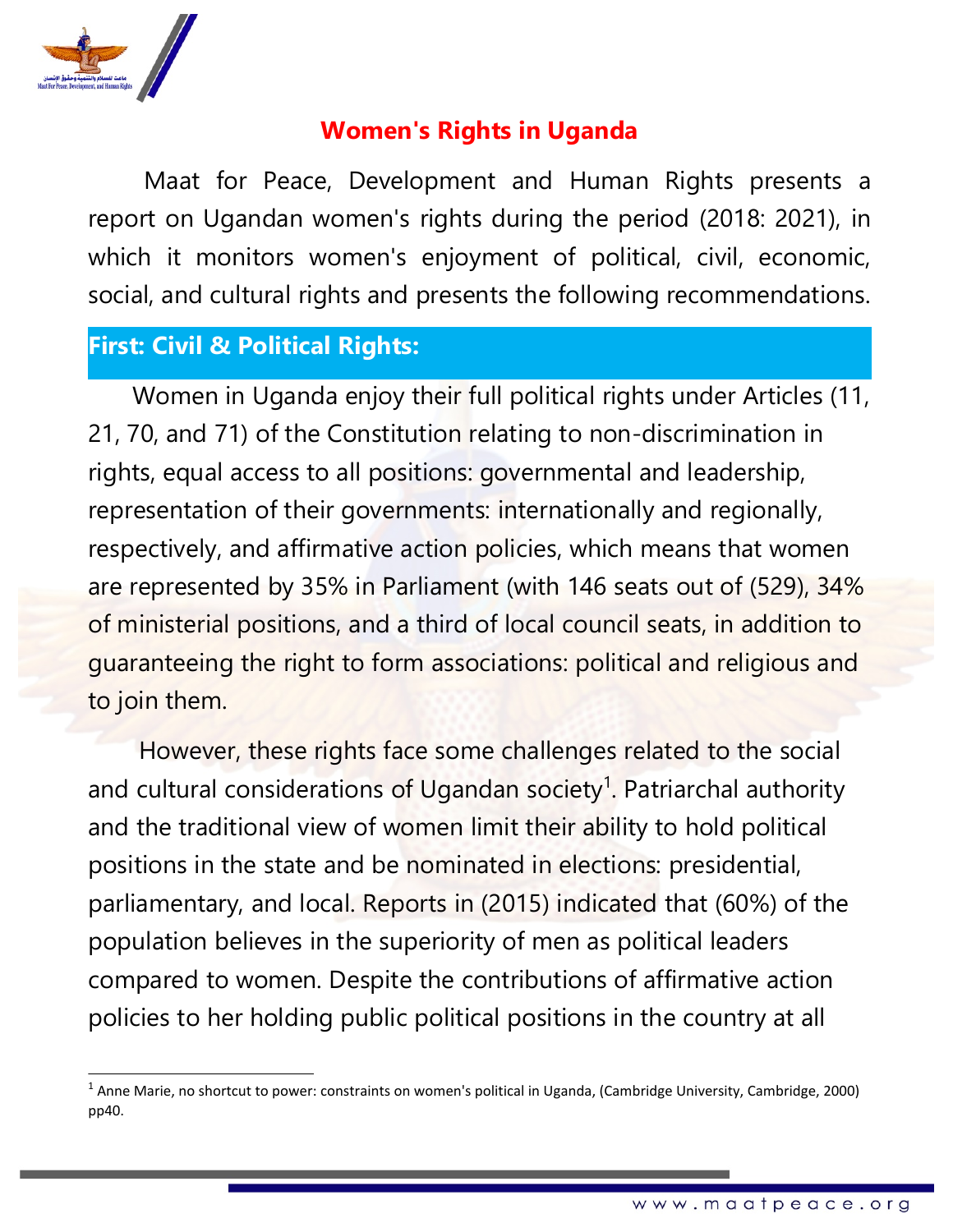# Women's Rights in Uganda

Maat for Peace, Development and Human Rights presents a report on Ugandan women's rights during the period (2018: 2021), in which it monitors women's enjoyment of political, civil, economic, social, and cultural rights and presents the following recommendations.

## First: Civil & Political Rights:

Women in Uganda enjoy their full political rights under Articles (11, 21, 70, and 71) of the Constitution relating to non-discrimination in rights, equal access to all positions: governmental and leadership, representation of their governments: internationally and regionally, respectively, and affirmative action policies, which means that women are represented by 35% in Parliament (with 146 seats out of (529), 34% of ministerial positions, and a third of local council seats, in addition to guaranteeing the right to form associations: political and religious and to join them.

However, these rights face some challenges related to the social and cultural considerations of Ugandan society[1]. Patriarchal authority and the traditional view of women limit their ability to hold political positions in the state and be nominated in elections: presidential, parliamentary, and local. Reports in (2015) indicated that (60%) of the population believes in the superiority of men as political leaders compared to women. Despite the contributions of affirmative action policies to her holding public political positions in the country at all

[1] Anne Marie, no shortcut to power: constraints on women's political in Uganda, (Cambridge University, Cambridge, 2000) pp40.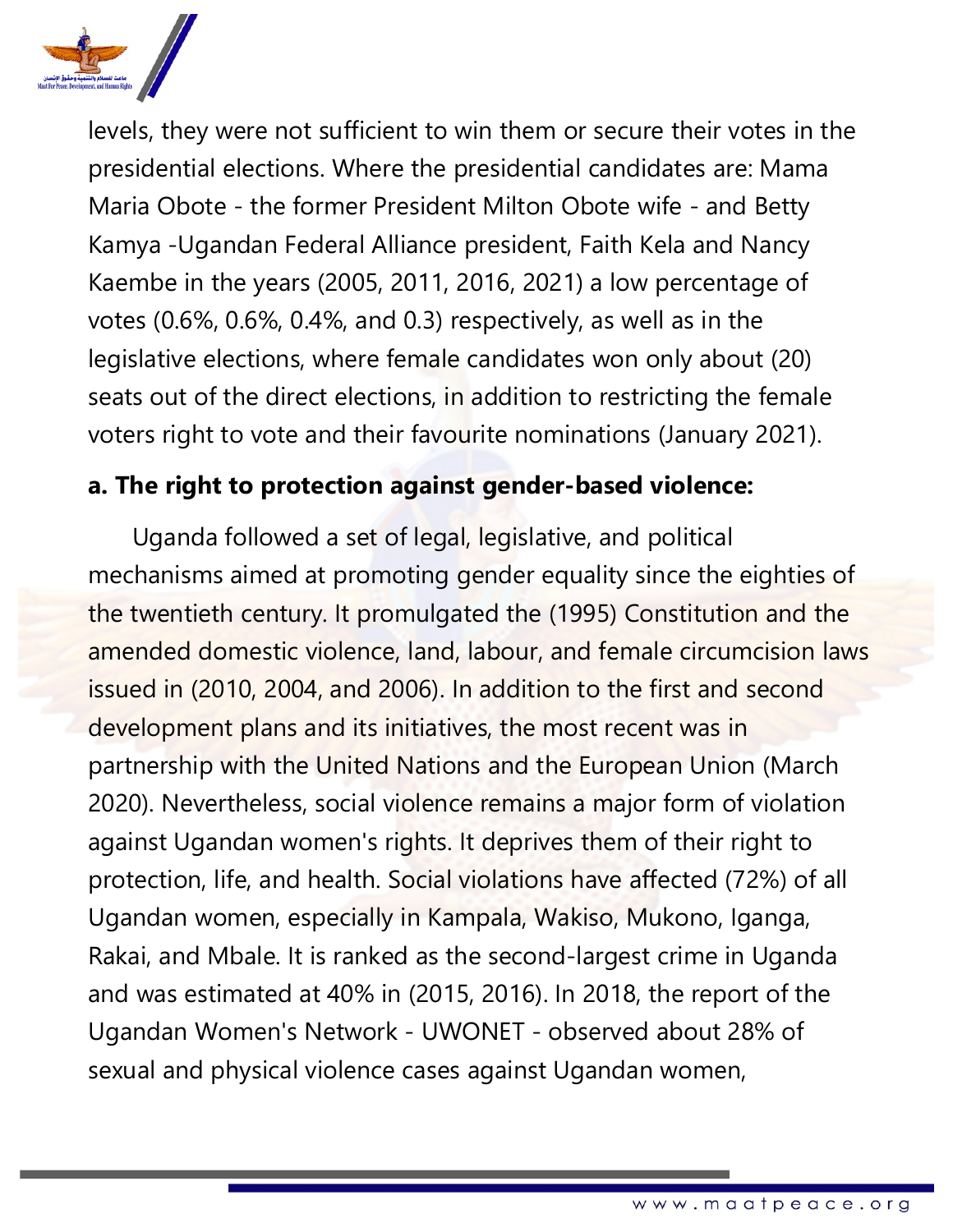levels, they were not sufficient to win them or secure their votes in the presidential elections. Where the presidential candidates are: Mama Maria Obote - the former President Milton Obote wife - and Betty Kamya -Ugandan Federal Alliance president, Faith Kela and Nancy Kaembe in the years (2005, 2011, 2016, 2021) a low percentage of votes (0.6%, 0.6%, 0.4%, and 0.3) respectively, as well as in the legislative elections, where female candidates won only about (20) seats out of the direct elections, in addition to restricting the female voters right to vote and their favourite nominations (January 2021).

**a. The right to protection against gender-based violence:**

Uganda followed a set of legal, legislative, and political mechanisms aimed at promoting gender equality since the eighties of the twentieth century. It promulgated the (1995) Constitution and the amended domestic violence, land, labour, and female circumcision laws issued in (2010, 2004, and 2006). In addition to the first and second development plans and its initiatives, the most recent was in partnership with the United Nations and the European Union (March 2020). Nevertheless, social violence remains a major form of violation against Ugandan women's rights. It deprives them of their right to protection, life, and health. Social violations have affected (72%) of all Ugandan women, especially in Kampala, Wakiso, Mukono, Iganga, Rakai, and Mbale. It is ranked as the second-largest crime in Uganda and was estimated at 40% in (2015, 2016). In 2018, the report of the Ugandan Women's Network - UWONET - observed about 28% of sexual and physical violence cases against Ugandan women,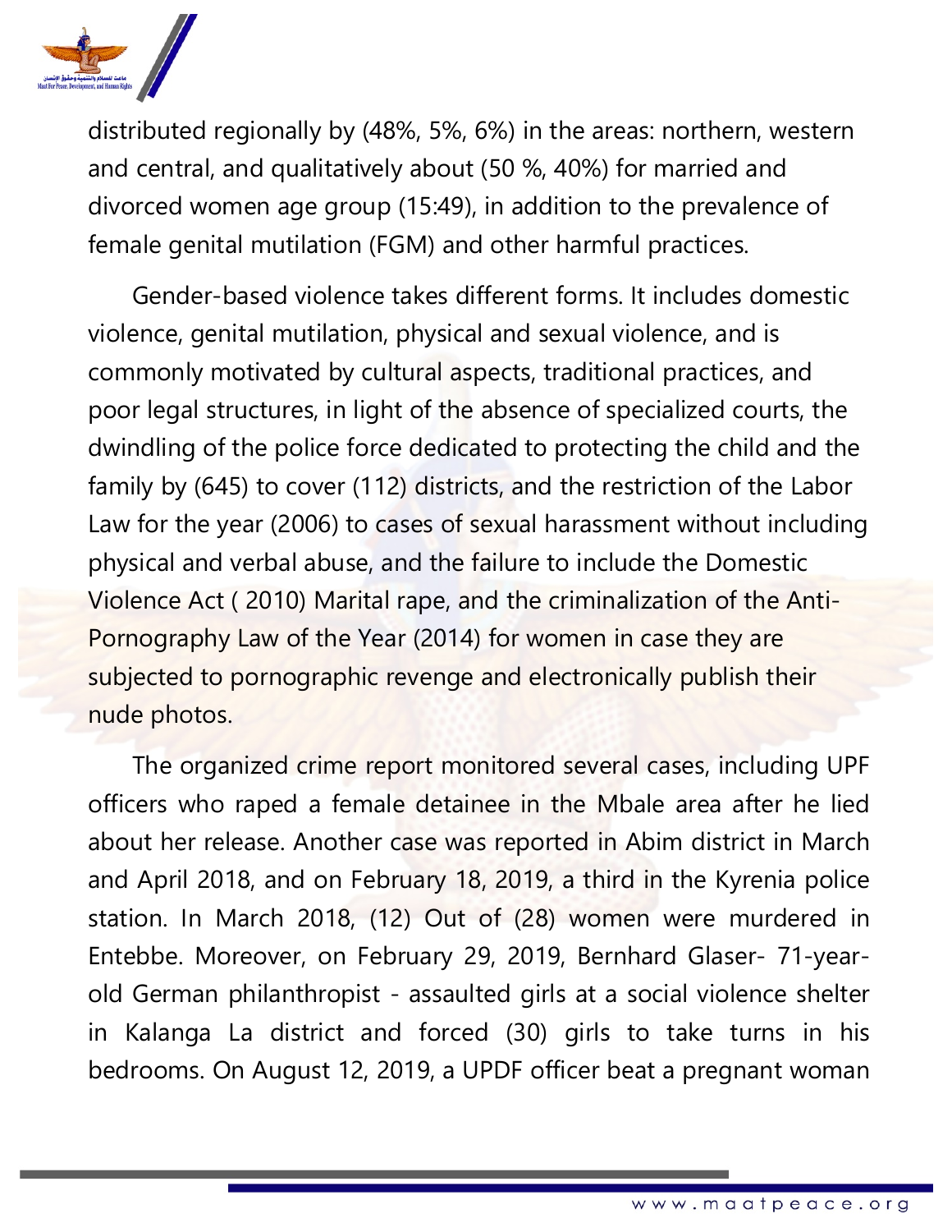distributed regionally by (48%, 5%, 6%) in the areas: northern, western and central, and qualitatively about (50 %, 40%) for married and divorced women age group (15:49), in addition to the prevalence of female genital mutilation (FGM) and other harmful practices.

Gender-based violence takes different forms. It includes domestic violence, genital mutilation, physical and sexual violence, and is commonly motivated by cultural aspects, traditional practices, and poor legal structures, in light of the absence of specialized courts, the dwindling of the police force dedicated to protecting the child and the family by (645) to cover (112) districts, and the restriction of the Labor Law for the year (2006) to cases of sexual harassment without including physical and verbal abuse, and the failure to include the Domestic Violence Act ( 2010) Marital rape, and the criminalization of the Anti-Pornography Law of the Year (2014) for women in case they are subjected to pornographic revenge and electronically publish their nude photos.

The organized crime report monitored several cases, including UPF officers who raped a female detainee in the Mbale area after he lied about her release. Another case was reported in Abim district in March and April 2018, and on February 18, 2019, a third in the Kyrenia police station. In March 2018, (12) Out of (28) women were murdered in Entebbe. Moreover, on February 29, 2019, Bernhard Glaser- 71-year-old German philanthropist - assaulted girls at a social violence shelter in Kalanga La district and forced (30) girls to take turns in his bedrooms. On August 12, 2019, a UPDF officer beat a pregnant woman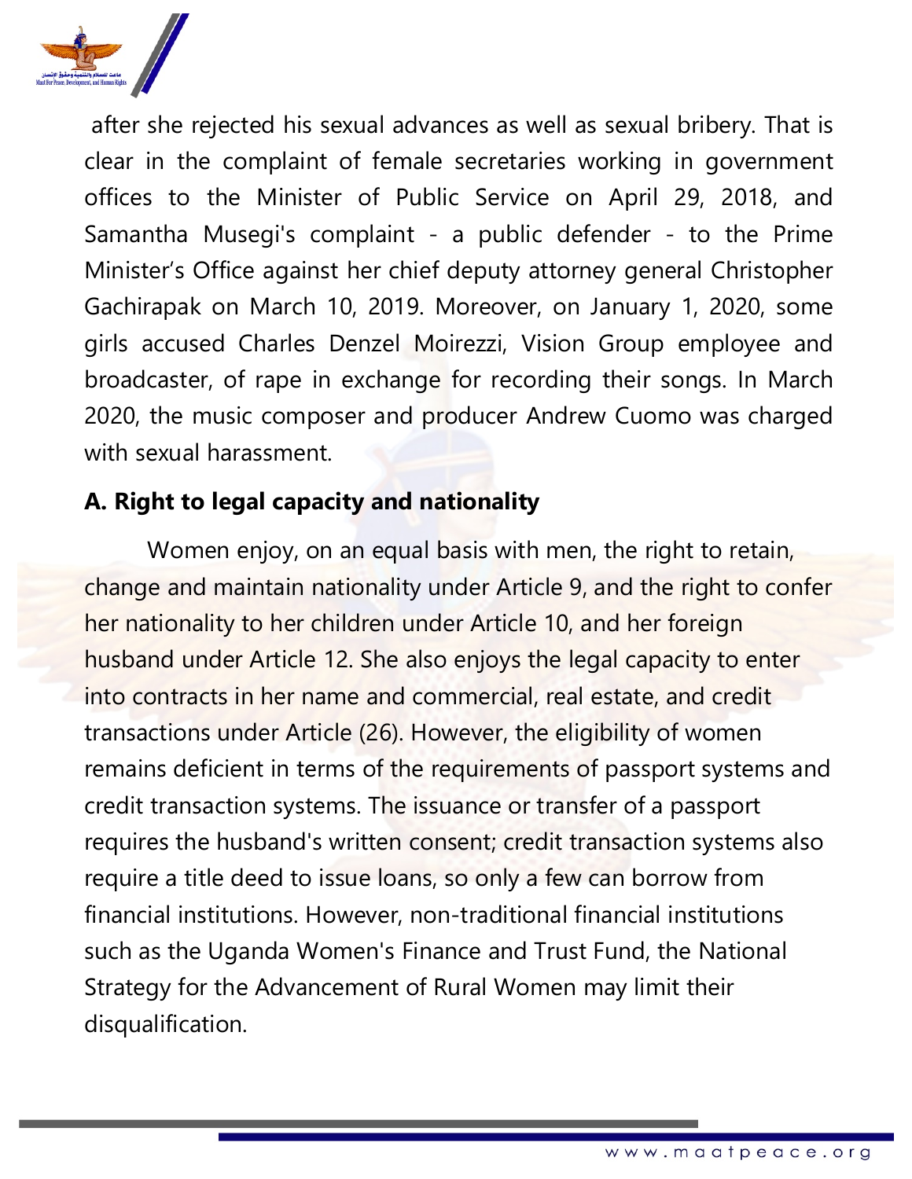after she rejected his sexual advances as well as sexual bribery. That is clear in the complaint of female secretaries working in government offices to the Minister of Public Service on April 29, 2018, and Samantha Musegi's complaint - a public defender - to the Prime Minister's Office against her chief deputy attorney general Christopher Gachirapak on March 10, 2019. Moreover, on January 1, 2020, some girls accused Charles Denzel Moirezzi, Vision Group employee and broadcaster, of rape in exchange for recording their songs. In March 2020, the music composer and producer Andrew Cuomo was charged with sexual harassment.

### A. Right to legal capacity and nationality

Women enjoy, on an equal basis with men, the right to retain, change and maintain nationality under Article 9, and the right to confer her nationality to her children under Article 10, and her foreign husband under Article 12. She also enjoys the legal capacity to enter into contracts in her name and commercial, real estate, and credit transactions under Article (26). However, the eligibility of women remains deficient in terms of the requirements of passport systems and credit transaction systems. The issuance or transfer of a passport requires the husband's written consent; credit transaction systems also require a title deed to issue loans, so only a few can borrow from financial institutions. However, non-traditional financial institutions such as the Uganda Women's Finance and Trust Fund, the National Strategy for the Advancement of Rural Women may limit their disqualification.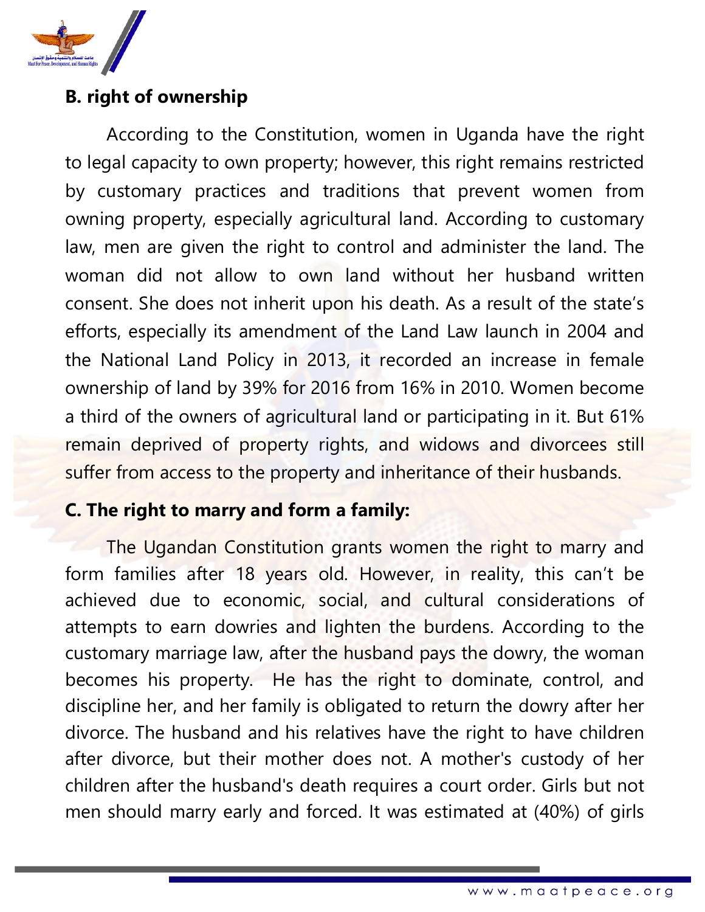**B. right of ownership**

According to the Constitution, women in Uganda have the right to legal capacity to own property; however, this right remains restricted by customary practices and traditions that prevent women from owning property, especially agricultural land. According to customary law, men are given the right to control and administer the land. The woman did not allow to own land without her husband written consent. She does not inherit upon his death. As a result of the state's efforts, especially its amendment of the Land Law launch in 2004 and the National Land Policy in 2013, it recorded an increase in female ownership of land by 39% for 2016 from 16% in 2010. Women become a third of the owners of agricultural land or participating in it. But 61% remain deprived of property rights, and widows and divorcees still suffer from access to the property and inheritance of their husbands.

**C. The right to marry and form a family:**

The Ugandan Constitution grants women the right to marry and form families after 18 years old. However, in reality, this can't be achieved due to economic, social, and cultural considerations of attempts to earn dowries and lighten the burdens. According to the customary marriage law, after the husband pays the dowry, the woman becomes his property. He has the right to dominate, control, and discipline her, and her family is obligated to return the dowry after her divorce. The husband and his relatives have the right to have children after divorce, but their mother does not. A mother's custody of her children after the husband's death requires a court order. Girls but not men should marry early and forced. It was estimated at (40%) of girls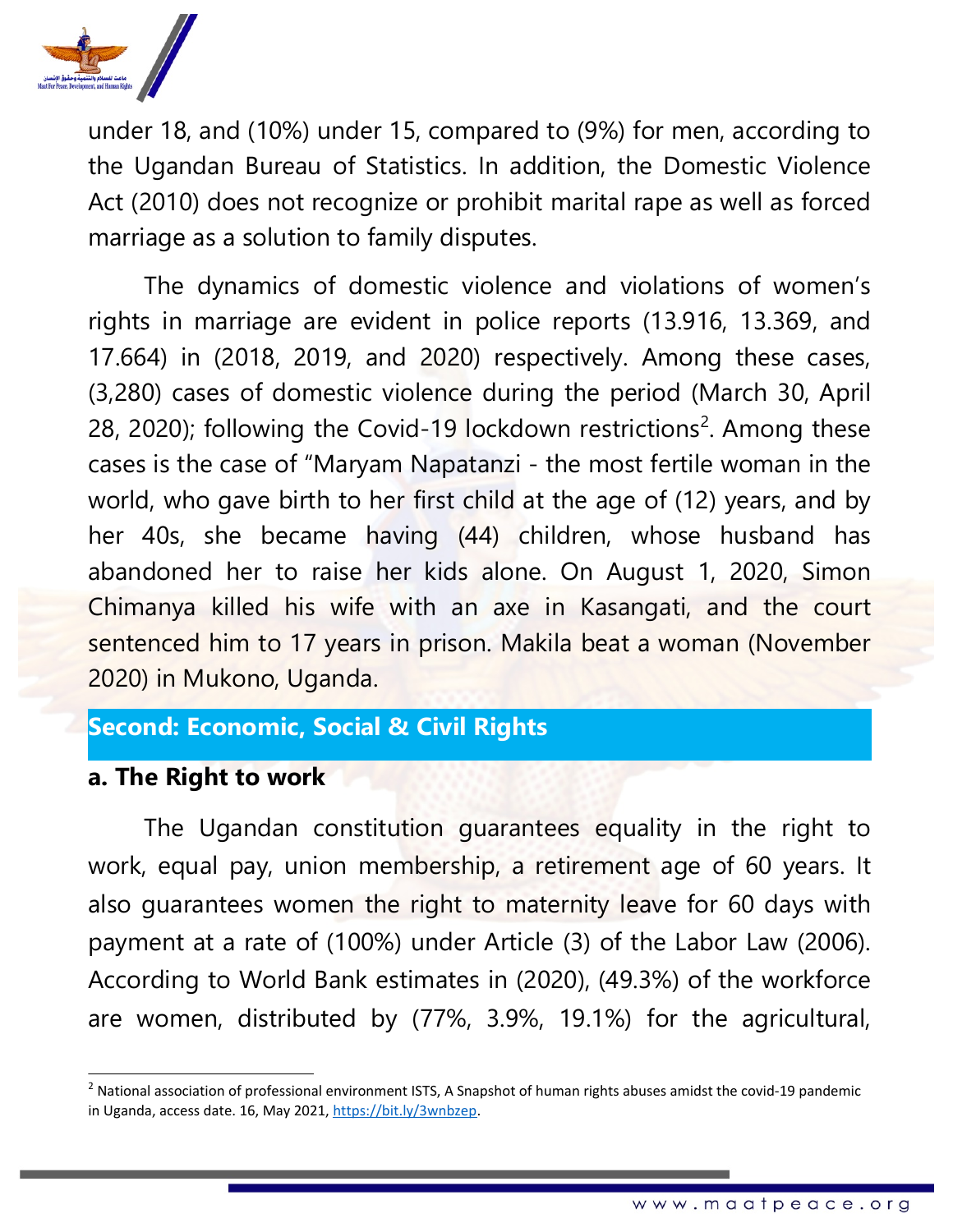under 18, and (10%) under 15, compared to (9%) for men, according to the Ugandan Bureau of Statistics. In addition, the Domestic Violence Act (2010) does not recognize or prohibit marital rape as well as forced marriage as a solution to family disputes.

The dynamics of domestic violence and violations of women's rights in marriage are evident in police reports (13.916, 13.369, and 17.664) in (2018, 2019, and 2020) respectively. Among these cases, (3,280) cases of domestic violence during the period (March 30, April 28, 2020); following the Covid-19 lockdown restrictions[2]. Among these cases is the case of "Maryam Napatanzi - the most fertile woman in the world, who gave birth to her first child at the age of (12) years, and by her 40s, she became having (44) children, whose husband has abandoned her to raise her kids alone. On August 1, 2020, Simon Chimanya killed his wife with an axe in Kasangati, and the court sentenced him to 17 years in prison. Makila beat a woman (November 2020) in Mukono, Uganda.

## Second: Economic, Social & Civil Rights

### a. The Right to work

The Ugandan constitution guarantees equality in the right to work, equal pay, union membership, a retirement age of 60 years. It also guarantees women the right to maternity leave for 60 days with payment at a rate of (100%) under Article (3) of the Labor Law (2006). According to World Bank estimates in (2020), (49.3%) of the workforce are women, distributed by (77%, 3.9%, 19.1%) for the agricultural,

---

[2] National association of professional environment ISTS, A Snapshot of human rights abuses amidst the covid-19 pandemic in Uganda, access date. 16, May 2021, https://bit.ly/3wnbzep.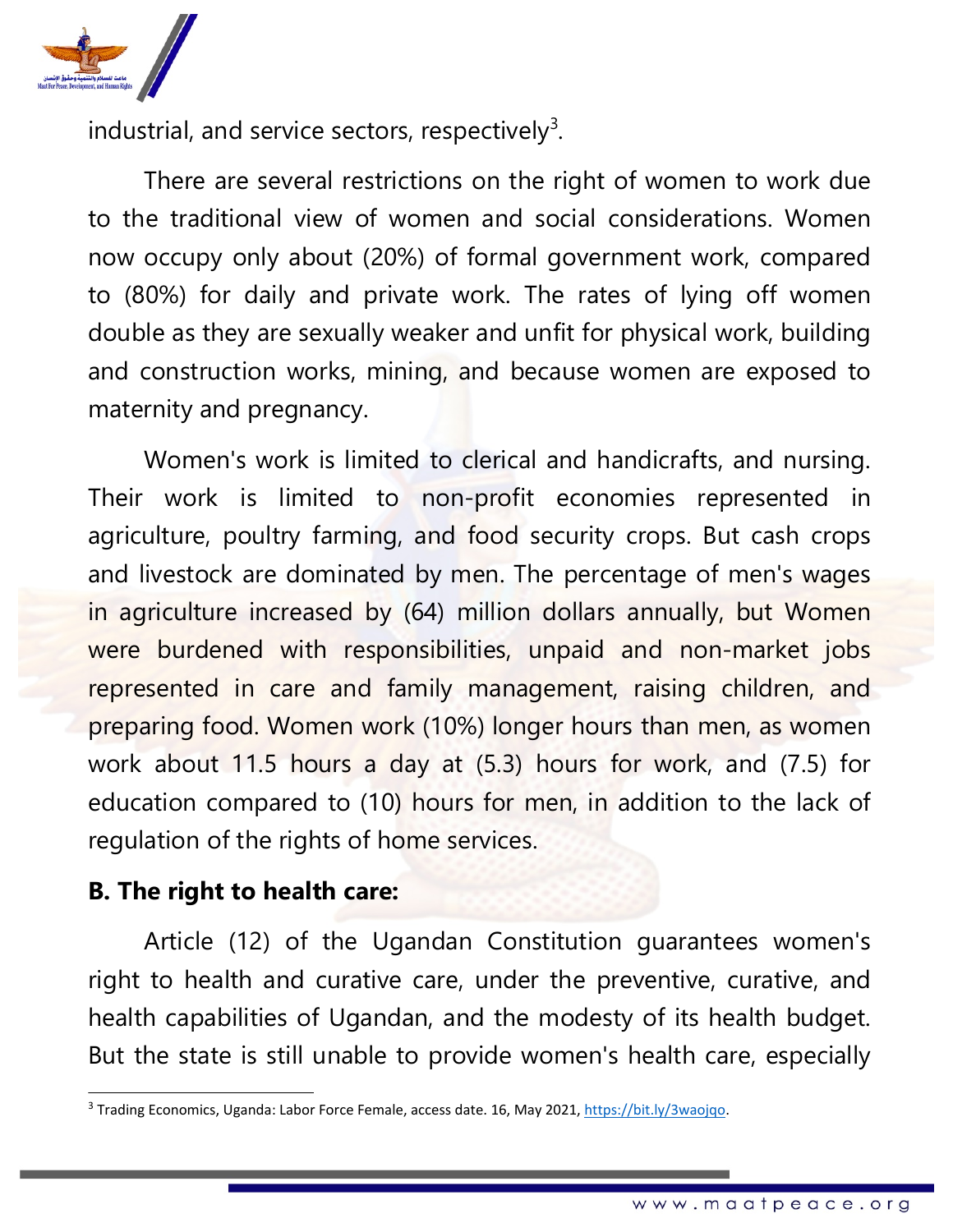industrial, and service sectors, respectively[3].

There are several restrictions on the right of women to work due to the traditional view of women and social considerations. Women now occupy only about (20%) of formal government work, compared to (80%) for daily and private work. The rates of lying off women double as they are sexually weaker and unfit for physical work, building and construction works, mining, and because women are exposed to maternity and pregnancy.

Women's work is limited to clerical and handicrafts, and nursing. Their work is limited to non-profit economies represented in agriculture, poultry farming, and food security crops. But cash crops and livestock are dominated by men. The percentage of men's wages in agriculture increased by (64) million dollars annually, but Women were burdened with responsibilities, unpaid and non-market jobs represented in care and family management, raising children, and preparing food. Women work (10%) longer hours than men, as women work about 11.5 hours a day at (5.3) hours for work, and (7.5) for education compared to (10) hours for men, in addition to the lack of regulation of the rights of home services.

**B. The right to health care:**

Article (12) of the Ugandan Constitution guarantees women's right to health and curative care, under the preventive, curative, and health capabilities of Ugandan, and the modesty of its health budget. But the state is still unable to provide women's health care, especially

---

[3] Trading Economics, Uganda: Labor Force Female, access date. 16, May 2021, https://bit.ly/3waojqo.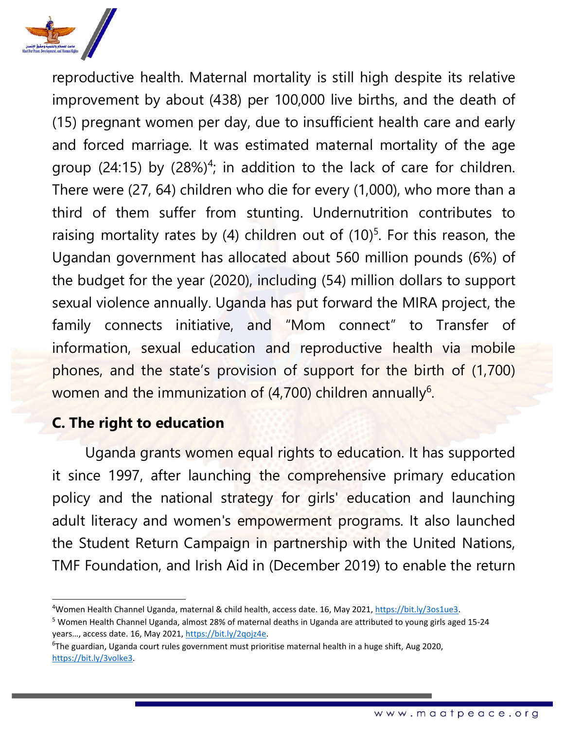reproductive health. Maternal mortality is still high despite its relative improvement by about (438) per 100,000 live births, and the death of (15) pregnant women per day, due to insufficient health care and early and forced marriage. It was estimated maternal mortality of the age group (24:15) by (28%)[4]; in addition to the lack of care for children. There were (27, 64) children who die for every (1,000), who more than a third of them suffer from stunting. Undernutrition contributes to raising mortality rates by (4) children out of (10)[5]. For this reason, the Ugandan government has allocated about 560 million pounds (6%) of the budget for the year (2020), including (54) million dollars to support sexual violence annually. Uganda has put forward the MIRA project, the family connects initiative, and "Mom connect" to Transfer of information, sexual education and reproductive health via mobile phones, and the state's provision of support for the birth of (1,700) women and the immunization of (4,700) children annually[6].

### C. The right to education

Uganda grants women equal rights to education. It has supported it since 1997, after launching the comprehensive primary education policy and the national strategy for girls' education and launching adult literacy and women's empowerment programs. It also launched the Student Return Campaign in partnership with the United Nations, TMF Foundation, and Irish Aid in (December 2019) to enable the return

---

[4] Women Health Channel Uganda, maternal & child health, access date. 16, May 2021, https://bit.ly/3os1ue3.

[5] Women Health Channel Uganda, almost 28% of maternal deaths in Uganda are attributed to young girls aged 15-24 years…, access date. 16, May 2021, https://bit.ly/2qojz4e.

[6] The guardian, Uganda court rules government must prioritise maternal health in a huge shift, Aug 2020, https://bit.ly/3volke3.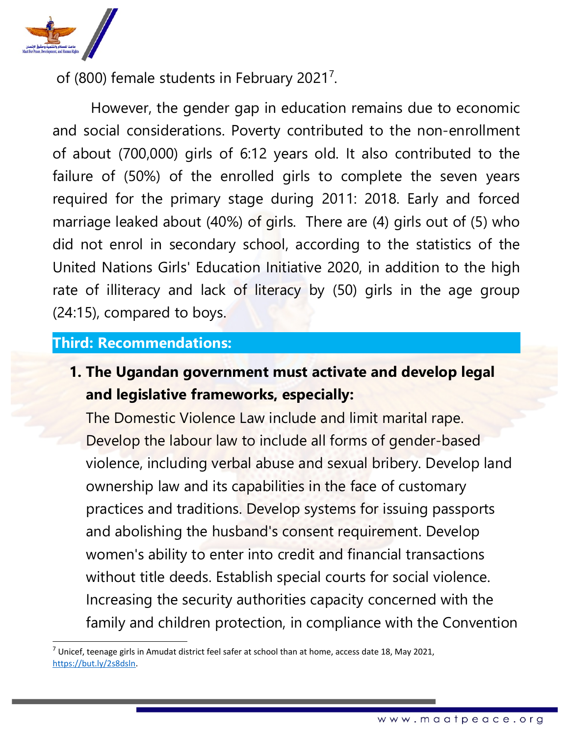of (800) female students in February 2021[7].

However, the gender gap in education remains due to economic and social considerations. Poverty contributed to the non-enrollment of about (700,000) girls of 6:12 years old. It also contributed to the failure of (50%) of the enrolled girls to complete the seven years required for the primary stage during 2011: 2018. Early and forced marriage leaked about (40%) of girls. There are (4) girls out of (5) who did not enrol in secondary school, according to the statistics of the United Nations Girls' Education Initiative 2020, in addition to the high rate of illiteracy and lack of literacy by (50) girls in the age group (24:15), compared to boys.

## Third: Recommendations:

1. **The Ugandan government must activate and develop legal and legislative frameworks, especially:**
   The Domestic Violence Law include and limit marital rape. Develop the labour law to include all forms of gender-based violence, including verbal abuse and sexual bribery. Develop land ownership law and its capabilities in the face of customary practices and traditions. Develop systems for issuing passports and abolishing the husband's consent requirement. Develop women's ability to enter into credit and financial transactions without title deeds. Establish special courts for social violence. Increasing the security authorities capacity concerned with the family and children protection, in compliance with the Convention

[7] Unicef, teenage girls in Amudat district feel safer at school than at home, access date 18, May 2021, https://but.ly/2s8dsln.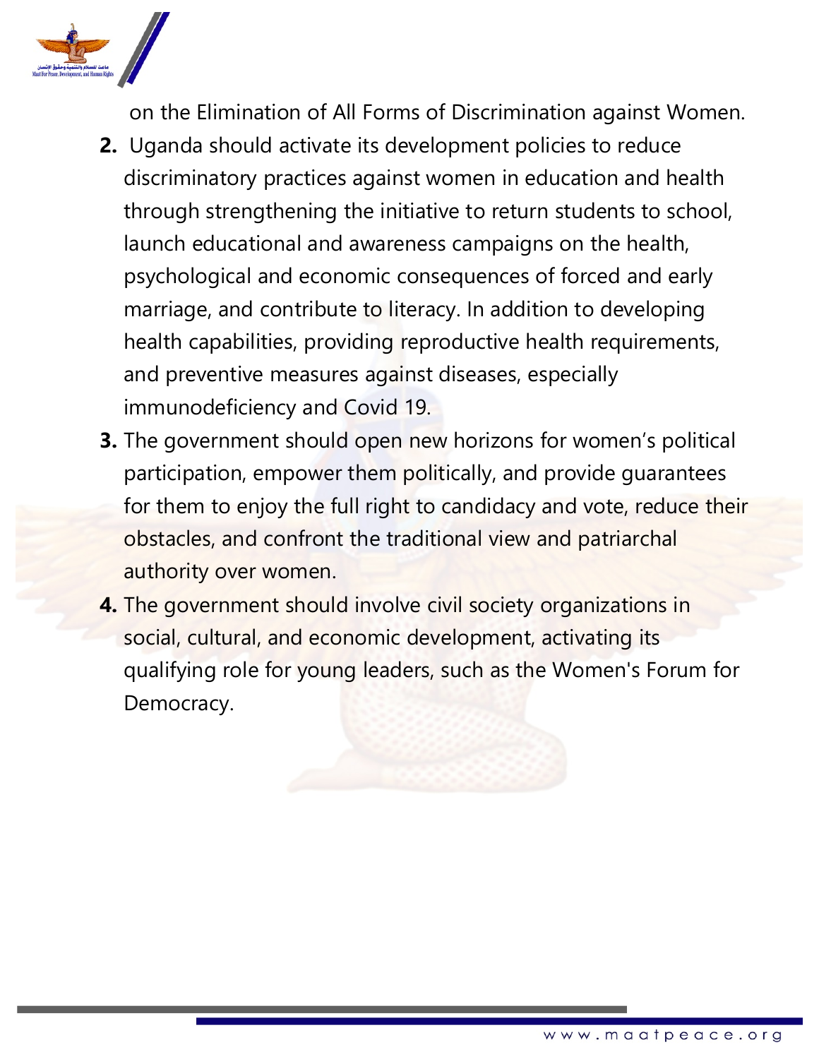on the Elimination of All Forms of Discrimination against Women.

2. Uganda should activate its development policies to reduce discriminatory practices against women in education and health through strengthening the initiative to return students to school, launch educational and awareness campaigns on the health, psychological and economic consequences of forced and early marriage, and contribute to literacy. In addition to developing health capabilities, providing reproductive health requirements, and preventive measures against diseases, especially immunodeficiency and Covid 19.
3. The government should open new horizons for women's political participation, empower them politically, and provide guarantees for them to enjoy the full right to candidacy and vote, reduce their obstacles, and confront the traditional view and patriarchal authority over women.
4. The government should involve civil society organizations in social, cultural, and economic development, activating its qualifying role for young leaders, such as the Women's Forum for Democracy.